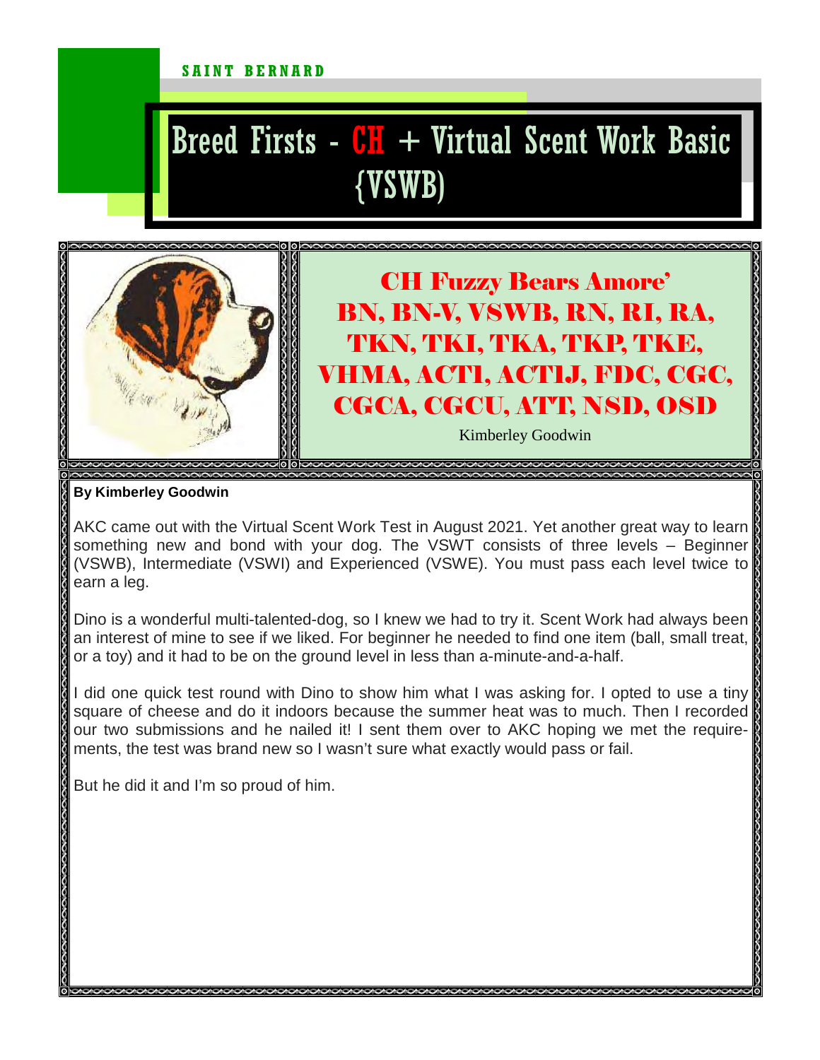SAINT BERNARD

# Breed Firsts - CH + Virtual Scent Work Basic {VSWB)

## CH Fuzzy Bears Amore' BN, BN-V, VSWB, RN, RI, RA, TKN, TKI, TKA, TKP, TKE, VHMA, ACT1, ACT1J, FDC, CGC, CGCA, CGCU, ATT, NSD, OSD

Kimberley Goodwin

**By Kimberley Goodwin**

AKC came out with the Virtual Scent Work Test in August 2021. Yet another great way to learn something new and bond with your dog. The VSWT consists of three levels – Beginner (VSWB), Intermediate (VSWI) and Experienced (VSWE). You must pass each level twice to earn a leg.

Dino is a wonderful multi-talented-dog, so I knew we had to try it. Scent Work had always been an interest of mine to see if we liked. For beginner he needed to find one item (ball, small treat, or a toy) and it had to be on the ground level in less than a-minute-and-a-half.

I did one quick test round with Dino to show him what I was asking for. I opted to use a tiny square of cheese and do it indoors because the summer heat was to much. Then I recorded our two submissions and he nailed it! I sent them over to AKC hoping we met the requirements, the test was brand new so I wasn't sure what exactly would pass or fail.

But he did it and I'm so proud of him.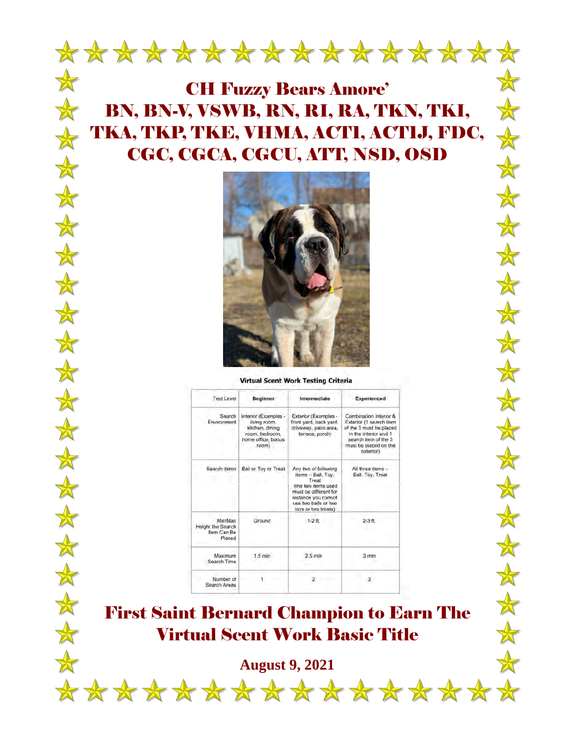# CH Fuzzy Bears Amore'
# BN, BN-V, VSWB, RN, RI, RA, TKN, TKI, TKA, TKP, TKE, VHMA, ACT1, ACT1J, FDC, CGC, CGCA, CGCU, ATT, NSD, OSD

**Virtual Scent Work Testing Criteria**

| Test Level | Beginner | Intermediate | Experienced |
|---|---|---|---|
| Search Environment | Interior (Examples - living room, kitchen, dining room, bedroom, home office, bonus room) | Exterior (Examples - front yard, back yard, driveway, patio area, terrace, porch) | Combination Interior & Exterior (1 search item of the 3 must be placed in the interior and 1 search item of the 3 must be placed on the exterior) |
| Search Items | Ball or Toy or Treat | Any two of following items – Ball, Toy, Treat (the two items used must be different for instance you cannot use two balls or two toys or two treats) | All three items – Ball, Toy, Treat |
| Min/Max Height the Search Item Can Be Placed | Ground | 1-2 ft. | 2-3 ft. |
| Maximum Search Time | 1.5 min | 2.5 min | 3 min |
| Number of Search Areas | 1 | 2 | 3 |

# First Saint Bernard Champion to Earn The Virtual Scent Work Basic Title

**August 9, 2021**